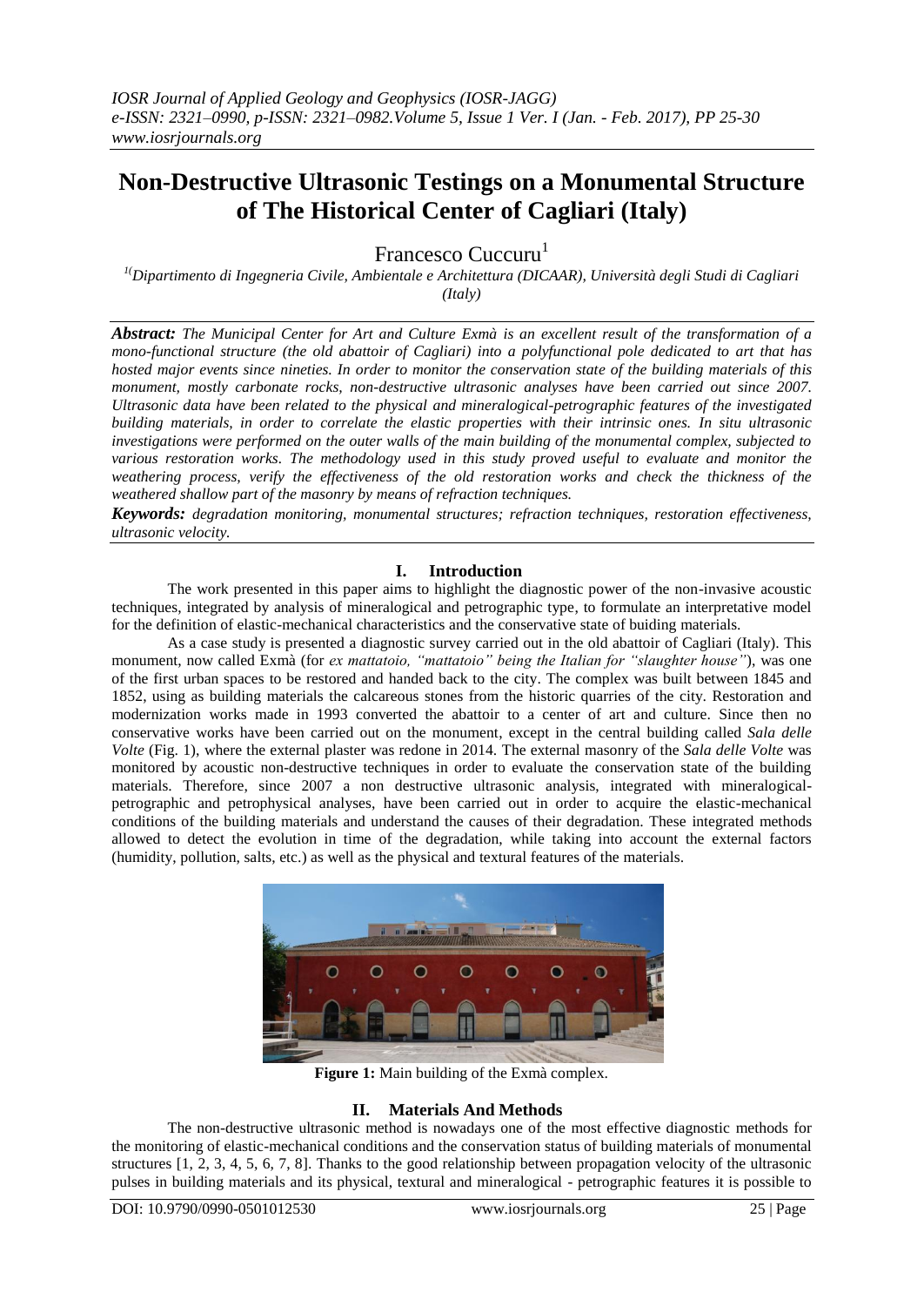# Non-Destructive Ultrasonic Testings on a Monumental Structure of The Historical Center of Cagliari (Italy)

Francesco Cuccuru[1]

[1](Dipartimento di Ingegneria Civile, Ambientale e Architettura (DICAAR), Università degli Studi di Cagliari (Italy)

***Abstract:*** *The Municipal Center for Art and Culture Exmà is an excellent result of the transformation of a mono-functional structure (the old abattoir of Cagliari) into a polyfunctional pole dedicated to art that has hosted major events since nineties. In order to monitor the conservation state of the building materials of this monument, mostly carbonate rocks, non-destructive ultrasonic analyses have been carried out since 2007. Ultrasonic data have been related to the physical and mineralogical-petrographic features of the investigated building materials, in order to correlate the elastic properties with their intrinsic ones. In situ ultrasonic investigations were performed on the outer walls of the main building of the monumental complex, subjected to various restoration works. The methodology used in this study proved useful to evaluate and monitor the weathering process, verify the effectiveness of the old restoration works and check the thickness of the weathered shallow part of the masonry by means of refraction techniques.*

***Keywords:*** *degradation monitoring, monumental structures; refraction techniques, restoration effectiveness, ultrasonic velocity.*

## I. Introduction

The work presented in this paper aims to highlight the diagnostic power of the non-invasive acoustic techniques, integrated by analysis of mineralogical and petrographic type, to formulate an interpretative model for the definition of elastic-mechanical characteristics and the conservative state of buiding materials.

As a case study is presented a diagnostic survey carried out in the old abattoir of Cagliari (Italy). This monument, now called Exmà (for *ex mattatoio, "mattatoio" being the Italian for "slaughter house"*), was one of the first urban spaces to be restored and handed back to the city. The complex was built between 1845 and 1852, using as building materials the calcareous stones from the historic quarries of the city. Restoration and modernization works made in 1993 converted the abattoir to a center of art and culture. Since then no conservative works have been carried out on the monument, except in the central building called *Sala delle Volte* (Fig. 1), where the external plaster was redone in 2014. The external masonry of the *Sala delle Volte* was monitored by acoustic non-destructive techniques in order to evaluate the conservation state of the building materials. Therefore, since 2007 a non destructive ultrasonic analysis, integrated with mineralogical-petrographic and petrophysical analyses, have been carried out in order to acquire the elastic-mechanical conditions of the building materials and understand the causes of their degradation. These integrated methods allowed to detect the evolution in time of the degradation, while taking into account the external factors (humidity, pollution, salts, etc.) as well as the physical and textural features of the materials.

**Figure 1:** Main building of the Exmà complex.

## II. Materials And Methods

The non-destructive ultrasonic method is nowadays one of the most effective diagnostic methods for the monitoring of elastic-mechanical conditions and the conservation status of building materials of monumental structures [1, 2, 3, 4, 5, 6, 7, 8]. Thanks to the good relationship between propagation velocity of the ultrasonic pulses in building materials and its physical, textural and mineralogical - petrographic features it is possible to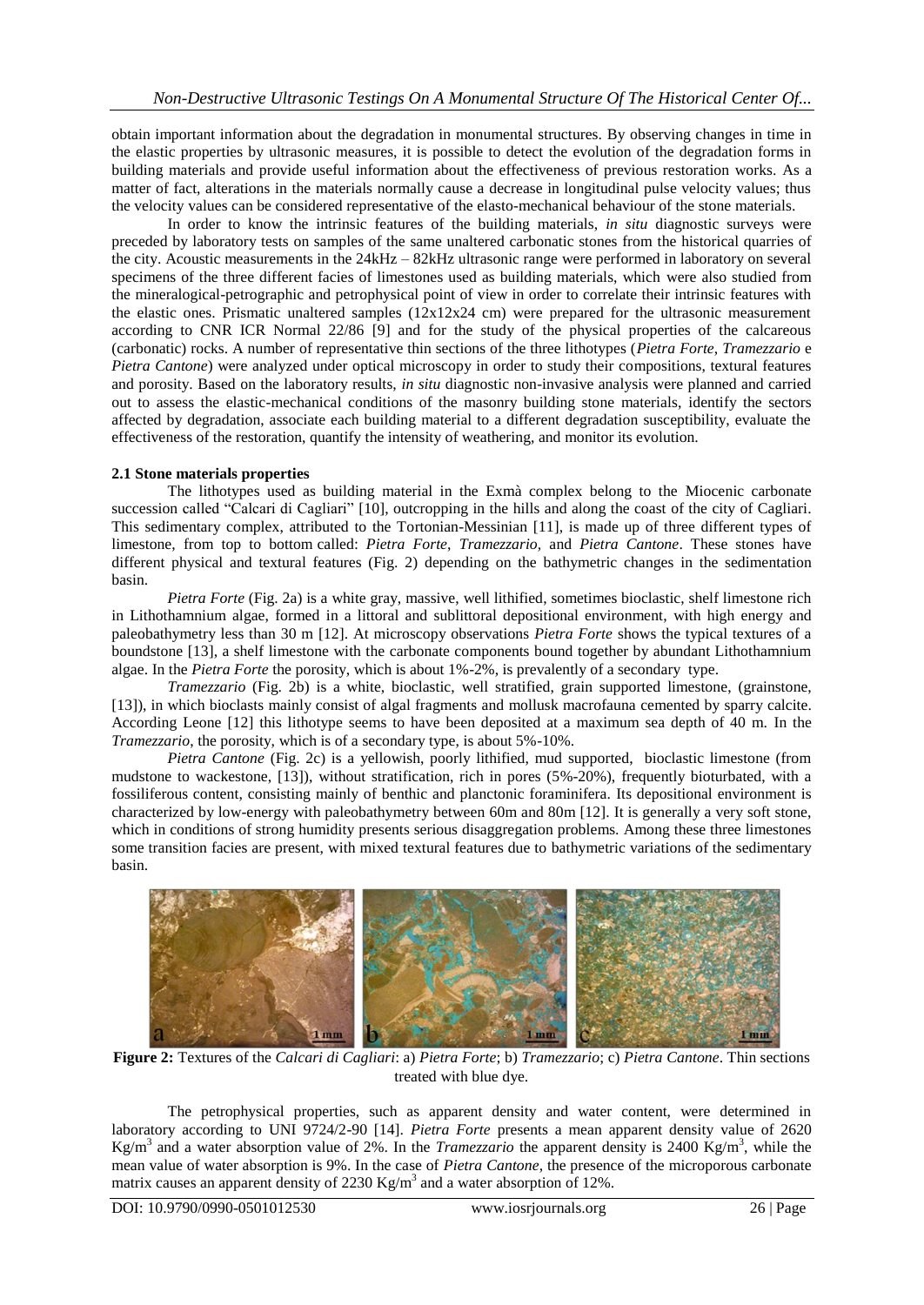obtain important information about the degradation in monumental structures. By observing changes in time in the elastic properties by ultrasonic measures, it is possible to detect the evolution of the degradation forms in building materials and provide useful information about the effectiveness of previous restoration works. As a matter of fact, alterations in the materials normally cause a decrease in longitudinal pulse velocity values; thus the velocity values can be considered representative of the elasto-mechanical behaviour of the stone materials.

In order to know the intrinsic features of the building materials, *in situ* diagnostic surveys were preceded by laboratory tests on samples of the same unaltered carbonatic stones from the historical quarries of the city. Acoustic measurements in the 24kHz – 82kHz ultrasonic range were performed in laboratory on several specimens of the three different facies of limestones used as building materials, which were also studied from the mineralogical-petrographic and petrophysical point of view in order to correlate their intrinsic features with the elastic ones. Prismatic unaltered samples (12x12x24 cm) were prepared for the ultrasonic measurement according to CNR ICR Normal 22/86 [9] and for the study of the physical properties of the calcareous (carbonatic) rocks. A number of representative thin sections of the three lithotypes (*Pietra Forte*, *Tramezzario* e *Pietra Cantone*) were analyzed under optical microscopy in order to study their compositions, textural features and porosity. Based on the laboratory results, *in situ* diagnostic non-invasive analysis were planned and carried out to assess the elastic-mechanical conditions of the masonry building stone materials, identify the sectors affected by degradation, associate each building material to a different degradation susceptibility, evaluate the effectiveness of the restoration, quantify the intensity of weathering, and monitor its evolution.

### 2.1 Stone materials properties

The lithotypes used as building material in the Exmà complex belong to the Miocenic carbonate succession called "Calcari di Cagliari" [10], outcropping in the hills and along the coast of the city of Cagliari. This sedimentary complex, attributed to the Tortonian-Messinian [11], is made up of three different types of limestone, from top to bottom called: *Pietra Forte*, *Tramezzario,* and *Pietra Cantone*. These stones have different physical and textural features (Fig. 2) depending on the bathymetric changes in the sedimentation basin.

*Pietra Forte* (Fig. 2a) is a white gray, massive, well lithified, sometimes bioclastic, shelf limestone rich in Lithothamnium algae, formed in a littoral and sublittoral depositional environment, with high energy and paleobathymetry less than 30 m [12]. At microscopy observations *Pietra Forte* shows the typical textures of a boundstone [13], a shelf limestone with the carbonate components bound together by abundant Lithothamnium algae. In the *Pietra Forte* the porosity, which is about 1%-2%, is prevalently of a secondary type.

*Tramezzario* (Fig. 2b) is a white, bioclastic, well stratified, grain supported limestone, (grainstone, [13]), in which bioclasts mainly consist of algal fragments and mollusk macrofauna cemented by sparry calcite. According Leone [12] this lithotype seems to have been deposited at a maximum sea depth of 40 m. In the *Tramezzario*, the porosity, which is of a secondary type, is about 5%-10%.

*Pietra Cantone* (Fig. 2c) is a yellowish, poorly lithified, mud supported, bioclastic limestone (from mudstone to wackestone, [13]), without stratification, rich in pores (5%-20%), frequently bioturbated, with a fossiliferous content, consisting mainly of benthic and planctonic foraminifera. Its depositional environment is characterized by low-energy with paleobathymetry between 60m and 80m [12]. It is generally a very soft stone, which in conditions of strong humidity presents serious disaggregation problems. Among these three limestones some transition facies are present, with mixed textural features due to bathymetric variations of the sedimentary basin.

**Figure 2:** Textures of the *Calcari di Cagliari*: a) *Pietra Forte*; b) *Tramezzario*; c) *Pietra Cantone*. Thin sections treated with blue dye.

The petrophysical properties, such as apparent density and water content, were determined in laboratory according to UNI 9724/2-90 [14]. *Pietra Forte* presents a mean apparent density value of 2620 $Kg/m^3$ and a water absorption value of 2%. In the *Tramezzario* the apparent density is 2400 $Kg/m^3$, while the mean value of water absorption is 9%. In the case of *Pietra Cantone*, the presence of the microporous carbonate matrix causes an apparent density of 2230 $Kg/m^3$ and a water absorption of 12%.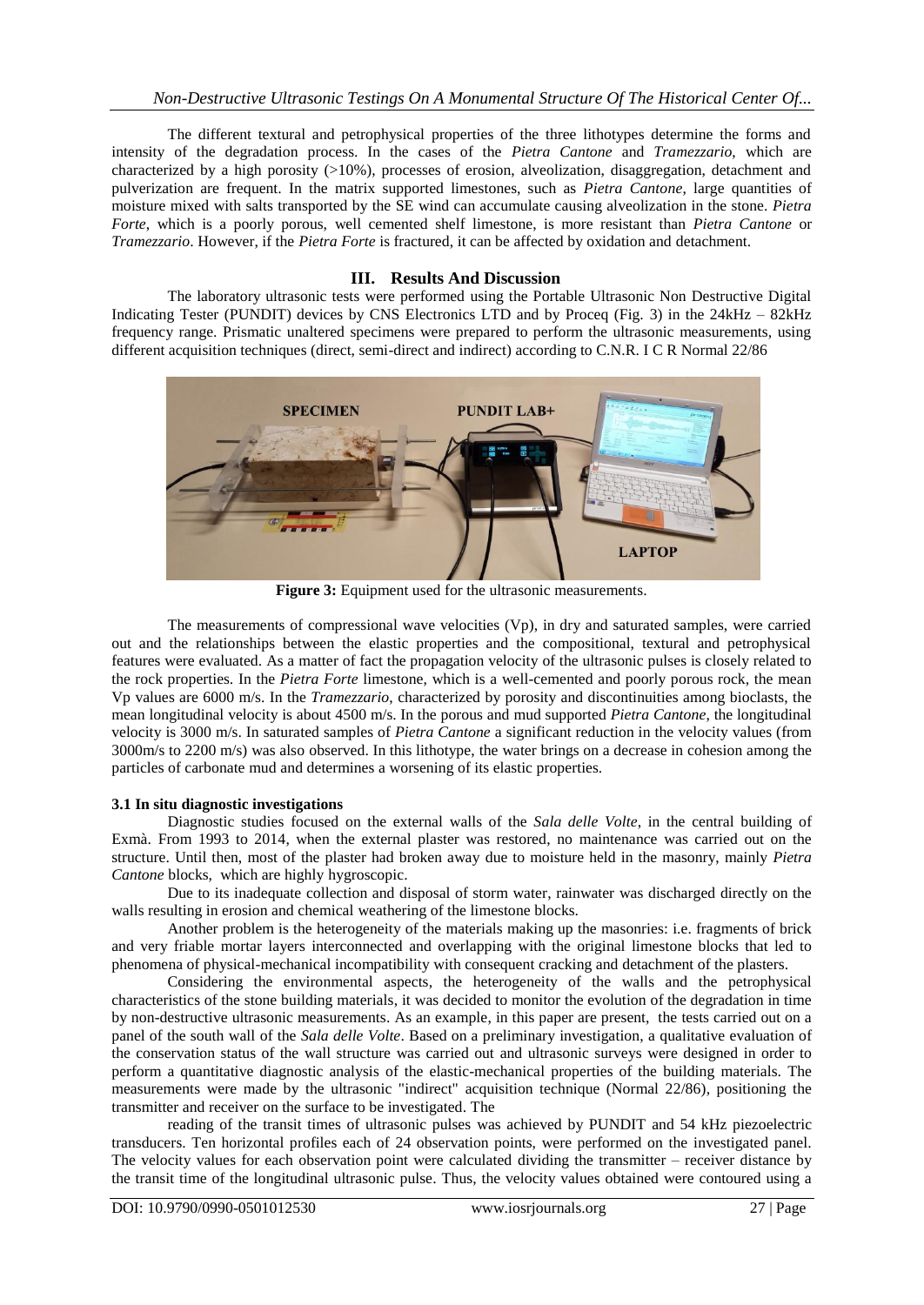The different textural and petrophysical properties of the three lithotypes determine the forms and intensity of the degradation process. In the cases of the *Pietra Cantone* and *Tramezzario*, which are characterized by a high porosity (>10%), processes of erosion, alveolization, disaggregation, detachment and pulverization are frequent. In the matrix supported limestones, such as *Pietra Cantone*, large quantities of moisture mixed with salts transported by the SE wind can accumulate causing alveolization in the stone. *Pietra Forte*, which is a poorly porous, well cemented shelf limestone, is more resistant than *Pietra Cantone* or *Tramezzario*. However, if the *Pietra Forte* is fractured, it can be affected by oxidation and detachment.

## III. Results And Discussion

The laboratory ultrasonic tests were performed using the Portable Ultrasonic Non Destructive Digital Indicating Tester (PUNDIT) devices by CNS Electronics LTD and by Proceq (Fig. 3) in the 24kHz – 82kHz frequency range. Prismatic unaltered specimens were prepared to perform the ultrasonic measurements, using different acquisition techniques (direct, semi-direct and indirect) according to C.N.R. I C R Normal 22/86

**Figure 3:** Equipment used for the ultrasonic measurements.

The measurements of compressional wave velocities (Vp), in dry and saturated samples, were carried out and the relationships between the elastic properties and the compositional, textural and petrophysical features were evaluated. As a matter of fact the propagation velocity of the ultrasonic pulses is closely related to the rock properties. In the *Pietra Forte* limestone, which is a well-cemented and poorly porous rock, the mean Vp values are 6000 m/s. In the *Tramezzario*, characterized by porosity and discontinuities among bioclasts, the mean longitudinal velocity is about 4500 m/s. In the porous and mud supported *Pietra Cantone*, the longitudinal velocity is 3000 m/s. In saturated samples of *Pietra Cantone* a significant reduction in the velocity values (from 3000m/s to 2200 m/s) was also observed. In this lithotype, the water brings on a decrease in cohesion among the particles of carbonate mud and determines a worsening of its elastic properties.

### 3.1 In situ diagnostic investigations

Diagnostic studies focused on the external walls of the *Sala delle Volte*, in the central building of Exmà. From 1993 to 2014, when the external plaster was restored, no maintenance was carried out on the structure. Until then, most of the plaster had broken away due to moisture held in the masonry, mainly *Pietra Cantone* blocks, which are highly hygroscopic.

Due to its inadequate collection and disposal of storm water, rainwater was discharged directly on the walls resulting in erosion and chemical weathering of the limestone blocks.

Another problem is the heterogeneity of the materials making up the masonries: i.e. fragments of brick and very friable mortar layers interconnected and overlapping with the original limestone blocks that led to phenomena of physical-mechanical incompatibility with consequent cracking and detachment of the plasters.

Considering the environmental aspects, the heterogeneity of the walls and the petrophysical characteristics of the stone building materials, it was decided to monitor the evolution of the degradation in time by non-destructive ultrasonic measurements. As an example, in this paper are present, the tests carried out on a panel of the south wall of the *Sala delle Volte*. Based on a preliminary investigation, a qualitative evaluation of the conservation status of the wall structure was carried out and ultrasonic surveys were designed in order to perform a quantitative diagnostic analysis of the elastic-mechanical properties of the building materials. The measurements were made by the ultrasonic "indirect" acquisition technique (Normal 22/86), positioning the transmitter and receiver on the surface to be investigated. The

reading of the transit times of ultrasonic pulses was achieved by PUNDIT and 54 kHz piezoelectric transducers. Ten horizontal profiles each of 24 observation points, were performed on the investigated panel. The velocity values for each observation point were calculated dividing the transmitter – receiver distance by the transit time of the longitudinal ultrasonic pulse. Thus, the velocity values obtained were contoured using a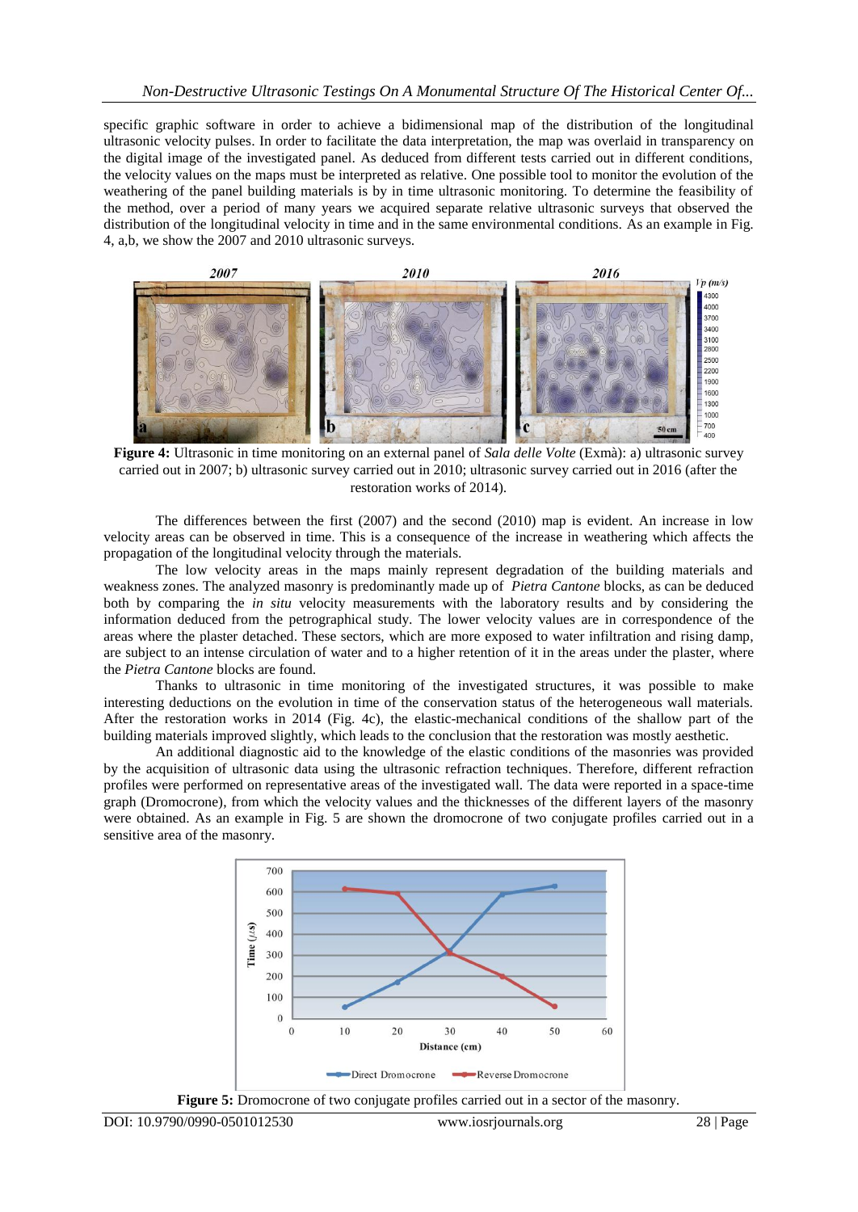specific graphic software in order to achieve a bidimensional map of the distribution of the longitudinal ultrasonic velocity pulses. In order to facilitate the data interpretation, the map was overlaid in transparency on the digital image of the investigated panel. As deduced from different tests carried out in different conditions, the velocity values on the maps must be interpreted as relative. One possible tool to monitor the evolution of the weathering of the panel building materials is by in time ultrasonic monitoring. To determine the feasibility of the method, over a period of many years we acquired separate relative ultrasonic surveys that observed the distribution of the longitudinal velocity in time and in the same environmental conditions. As an example in Fig. 4, a,b, we show the 2007 and 2010 ultrasonic surveys.

**Figure 4:** Ultrasonic in time monitoring on an external panel of *Sala delle Volte* (Exmà): a) ultrasonic survey carried out in 2007; b) ultrasonic survey carried out in 2010; ultrasonic survey carried out in 2016 (after the restoration works of 2014).

The differences between the first (2007) and the second (2010) map is evident. An increase in low velocity areas can be observed in time. This is a consequence of the increase in weathering which affects the propagation of the longitudinal velocity through the materials.

The low velocity areas in the maps mainly represent degradation of the building materials and weakness zones. The analyzed masonry is predominantly made up of *Pietra Cantone* blocks, as can be deduced both by comparing the *in situ* velocity measurements with the laboratory results and by considering the information deduced from the petrographical study. The lower velocity values are in correspondence of the areas where the plaster detached. These sectors, which are more exposed to water infiltration and rising damp, are subject to an intense circulation of water and to a higher retention of it in the areas under the plaster, where the *Pietra Cantone* blocks are found.

Thanks to ultrasonic in time monitoring of the investigated structures, it was possible to make interesting deductions on the evolution in time of the conservation status of the heterogeneous wall materials. After the restoration works in 2014 (Fig. 4c), the elastic-mechanical conditions of the shallow part of the building materials improved slightly, which leads to the conclusion that the restoration was mostly aesthetic.

An additional diagnostic aid to the knowledge of the elastic conditions of the masonries was provided by the acquisition of ultrasonic data using the ultrasonic refraction techniques. Therefore, different refraction profiles were performed on representative areas of the investigated wall. The data were reported in a space-time graph (Dromocrone), from which the velocity values and the thicknesses of the different layers of the masonry were obtained. As an example in Fig. 5 are shown the dromocrone of two conjugate profiles carried out in a sensitive area of the masonry.

**Figure 5:** Dromocrone of two conjugate profiles carried out in a sector of the masonry.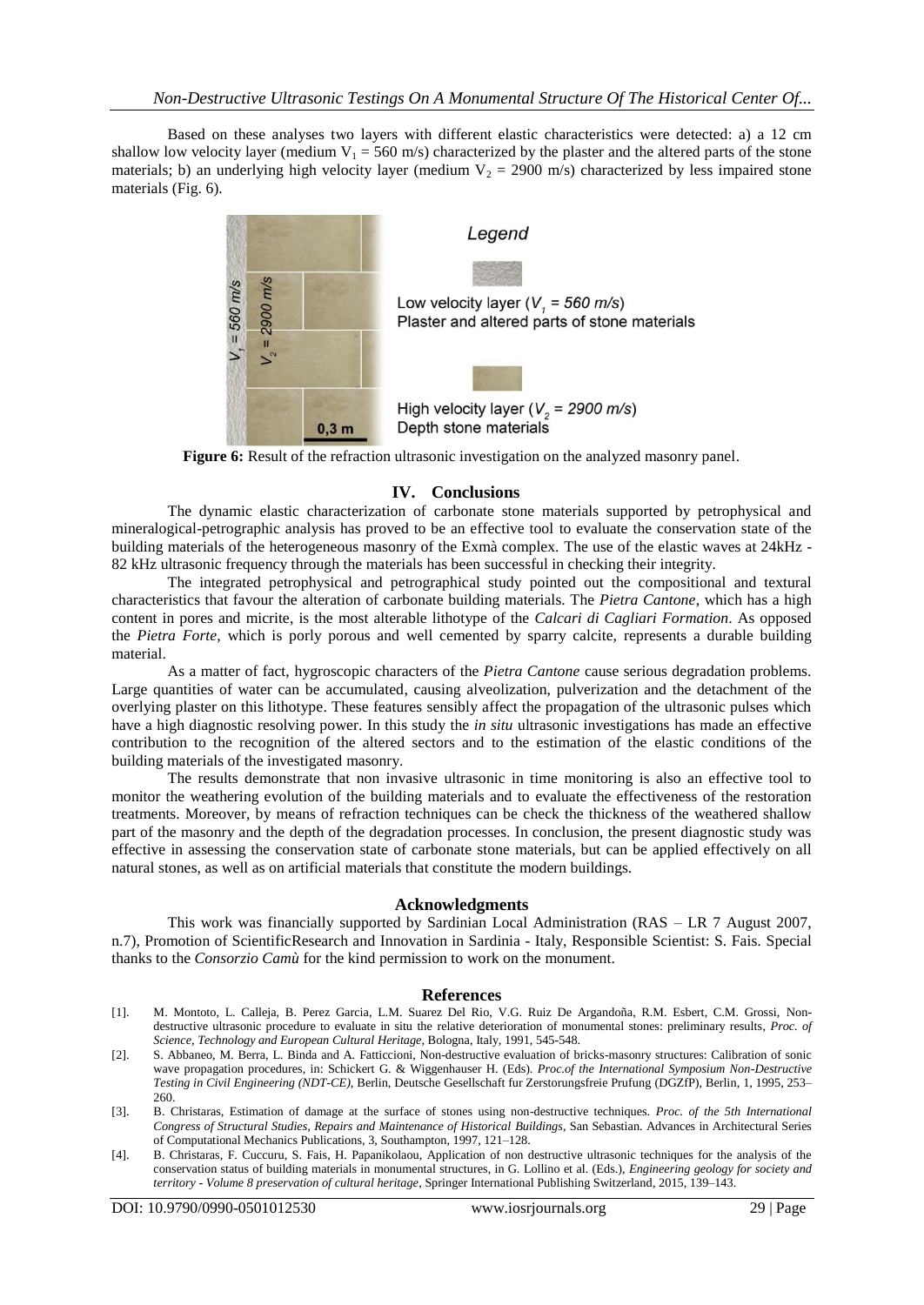Based on these analyses two layers with different elastic characteristics were detected: a) a 12 cm shallow low velocity layer (medium $V_1 = 560$ m/s) characterized by the plaster and the altered parts of the stone materials; b) an underlying high velocity layer (medium $V_2 = 2900$ m/s) characterized by less impaired stone materials (Fig. 6).

**Figure 6:** Result of the refraction ultrasonic investigation on the analyzed masonry panel.

## IV. Conclusions

The dynamic elastic characterization of carbonate stone materials supported by petrophysical and mineralogical-petrographic analysis has proved to be an effective tool to evaluate the conservation state of the building materials of the heterogeneous masonry of the Exmà complex. The use of the elastic waves at 24kHz - 82 kHz ultrasonic frequency through the materials has been successful in checking their integrity.

The integrated petrophysical and petrographical study pointed out the compositional and textural characteristics that favour the alteration of carbonate building materials. The *Pietra Cantone*, which has a high content in pores and micrite, is the most alterable lithotype of the *Calcari di Cagliari Formation*. As opposed the *Pietra Forte*, which is porly porous and well cemented by sparry calcite, represents a durable building material.

As a matter of fact, hygroscopic characters of the *Pietra Cantone* cause serious degradation problems. Large quantities of water can be accumulated, causing alveolization, pulverization and the detachment of the overlying plaster on this lithotype. These features sensibly affect the propagation of the ultrasonic pulses which have a high diagnostic resolving power. In this study the *in situ* ultrasonic investigations has made an effective contribution to the recognition of the altered sectors and to the estimation of the elastic conditions of the building materials of the investigated masonry.

The results demonstrate that non invasive ultrasonic in time monitoring is also an effective tool to monitor the weathering evolution of the building materials and to evaluate the effectiveness of the restoration treatments. Moreover, by means of refraction techniques can be check the thickness of the weathered shallow part of the masonry and the depth of the degradation processes. In conclusion, the present diagnostic study was effective in assessing the conservation state of carbonate stone materials, but can be applied effectively on all natural stones, as well as on artificial materials that constitute the modern buildings.

## Acknowledgments

This work was financially supported by Sardinian Local Administration (RAS – LR 7 August 2007, n.7), Promotion of ScientificResearch and Innovation in Sardinia - Italy, Responsible Scientist: S. Fais. Special thanks to the *Consorzio Camù* for the kind permission to work on the monument.

## References

[1]. M. Montoto, L. Calleja, B. Perez Garcia, L.M. Suarez Del Rio, V.G. Ruiz De Argandoña, R.M. Esbert, C.M. Grossi, Non-destructive ultrasonic procedure to evaluate in situ the relative deterioration of monumental stones: preliminary results, *Proc. of Science, Technology and European Cultural Heritage*, Bologna, Italy, 1991, 545-548.

[2]. S. Abbaneo, M. Berra, L. Binda and A. Fatticcioni, Non-destructive evaluation of bricks-masonry structures: Calibration of sonic wave propagation procedures, in: Schickert G. & Wiggenhauser H. (Eds). *Proc.of the International Symposium Non-Destructive Testing in Civil Engineering (NDT-CE)*, Berlin, Deutsche Gesellschaft fur Zerstorungsfreie Prufung (DGZfP), Berlin, 1, 1995, 253–260.

[3]. B. Christaras, Estimation of damage at the surface of stones using non-destructive techniques. *Proc. of the 5th International Congress of Structural Studies, Repairs and Maintenance of Historical Buildings*, San Sebastian. Advances in Architectural Series of Computational Mechanics Publications, 3, Southampton, 1997, 121–128.

[4]. B. Christaras, F. Cuccuru, S. Fais, H. Papanikolaou, Application of non destructive ultrasonic techniques for the analysis of the conservation status of building materials in monumental structures, in G. Lollino et al. (Eds.), *Engineering geology for society and territory - Volume 8 preservation of cultural heritage*, Springer International Publishing Switzerland, 2015, 139–143.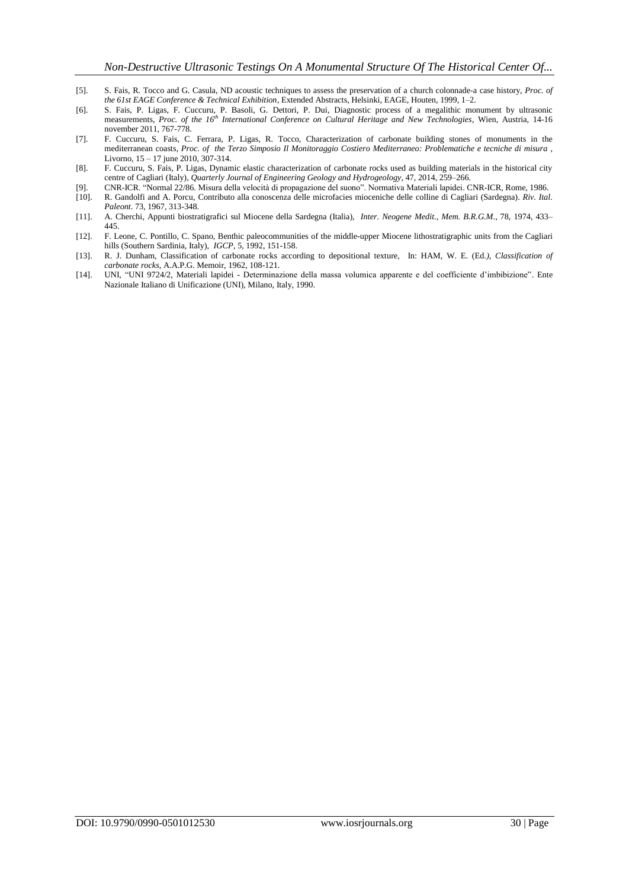[5]. S. Fais, R. Tocco and G. Casula, ND acoustic techniques to assess the preservation of a church colonnade-a case history, *Proc. of the 61st EAGE Conference & Technical Exhibition*, Extended Abstracts, Helsinki, EAGE, Houten, 1999, 1–2.

[6]. S. Fais, P. Ligas, F. Cuccuru, P. Basoli, G. Dettori, P. Dui, Diagnostic process of a megalithic monument by ultrasonic measurements, *Proc. of the 16th International Conference on Cultural Heritage and New Technologies*, Wien, Austria, 14-16 november 2011, 767-778.

[7]. F. Cuccuru, S. Fais, C. Ferrara, P. Ligas, R. Tocco, Characterization of carbonate building stones of monuments in the mediterranean coasts, *Proc. of the Terzo Simposio Il Monitoraggio Costiero Mediterraneo: Problematiche e tecniche di misura* , Livorno, 15 – 17 june 2010, 307-314.

[8]. F. Cuccuru, S. Fais, P. Ligas, Dynamic elastic characterization of carbonate rocks used as building materials in the historical city centre of Cagliari (Italy), *Quarterly Journal of Engineering Geology and Hydrogeology*, 47, 2014, 259–266.

[9]. CNR-ICR. "Normal 22/86. Misura della velocità di propagazione del suono". Normativa Materiali lapidei. CNR-ICR, Rome, 1986.

[10]. R. Gandolfi and A. Porcu, Contributo alla conoscenza delle microfacies mioceniche delle colline di Cagliari (Sardegna). *Riv. Ital. Paleont*. 73, 1967, 313-348.

[11]. A. Cherchi, Appunti biostratigrafici sul Miocene della Sardegna (Italia), *Inter. Neogene Medit., Mem. B.R.G.M*., 78, 1974, 433–445.

[12]. F. Leone, C. Pontillo, C. Spano, Benthic paleocommunities of the middle-upper Miocene lithostratigraphic units from the Cagliari hills (Southern Sardinia, Italy), *IGCP*, 5, 1992, 151-158.

[13]. R. J. Dunham, Classification of carbonate rocks according to depositional texture, In: HAM, W. E. (Ed*.), Classification of carbonate rocks*, A.A.P.G. Memoir, 1962, 108-121.

[14]. UNI, "UNI 9724/2, Materiali lapidei - Determinazione della massa volumica apparente e del coefficiente d'imbibizione". Ente Nazionale Italiano di Unificazione (UNI), Milano, Italy, 1990.